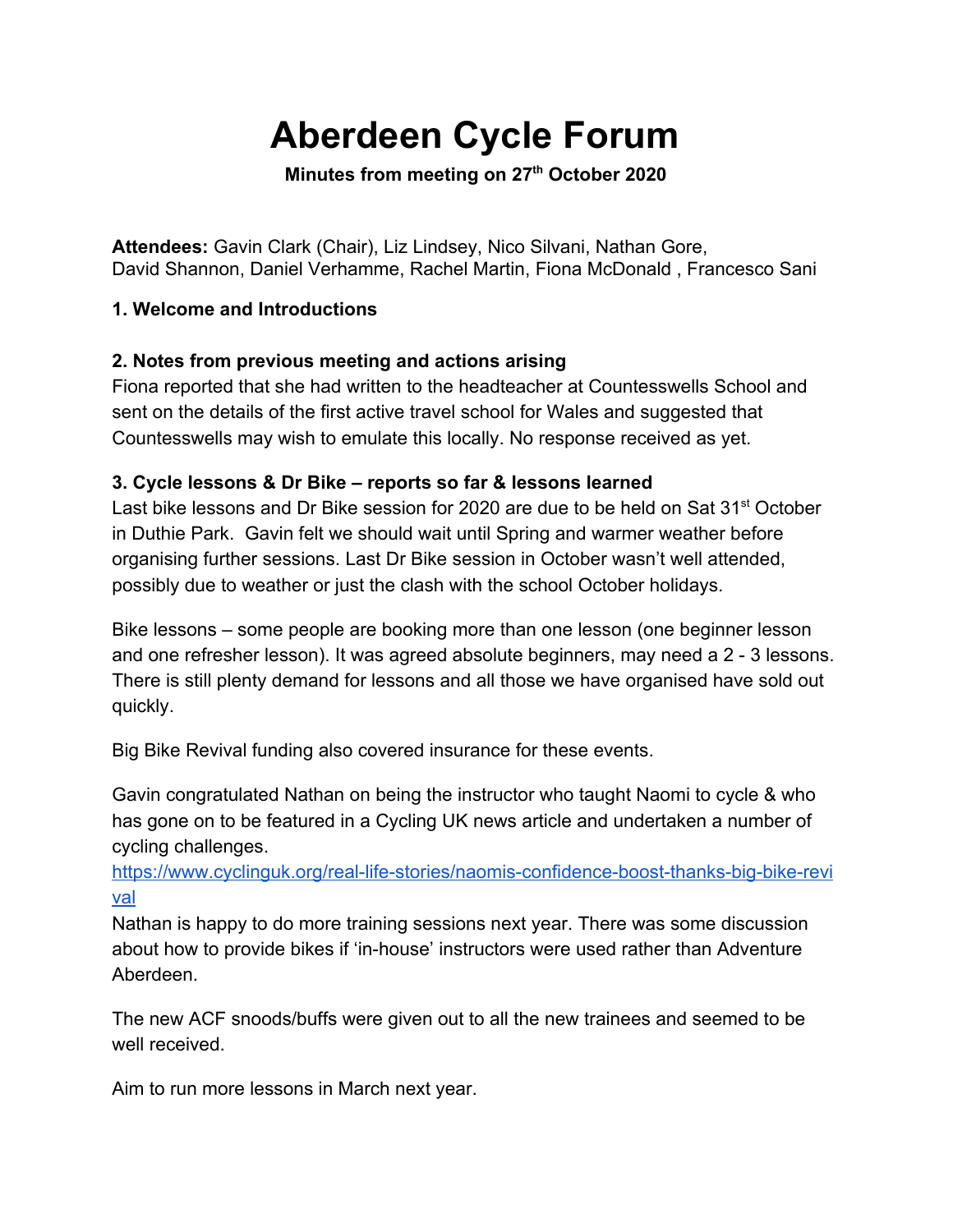# Aberdeen Cycle Forum

**Minutes from meeting on 27th October 2020**

**Attendees:** Gavin Clark (Chair), Liz Lindsey, Nico Silvani, Nathan Gore, David Shannon, Daniel Verhamme, Rachel Martin, Fiona McDonald , Francesco Sani

### 1. Welcome and Introductions

### 2. Notes from previous meeting and actions arising

Fiona reported that she had written to the headteacher at Countesswells School and sent on the details of the first active travel school for Wales and suggested that Countesswells may wish to emulate this locally. No response received as yet.

### 3. Cycle lessons & Dr Bike – reports so far & lessons learned

Last bike lessons and Dr Bike session for 2020 are due to be held on Sat 31st October in Duthie Park. Gavin felt we should wait until Spring and warmer weather before organising further sessions. Last Dr Bike session in October wasn't well attended, possibly due to weather or just the clash with the school October holidays.

Bike lessons – some people are booking more than one lesson (one beginner lesson and one refresher lesson). It was agreed absolute beginners, may need a 2 - 3 lessons. There is still plenty demand for lessons and all those we have organised have sold out quickly.

Big Bike Revival funding also covered insurance for these events.

Gavin congratulated Nathan on being the instructor who taught Naomi to cycle & who has gone on to be featured in a Cycling UK news article and undertaken a number of cycling challenges.
https://www.cyclinguk.org/real-life-stories/naomis-confidence-boost-thanks-big-bike-revival
Nathan is happy to do more training sessions next year. There was some discussion about how to provide bikes if 'in-house' instructors were used rather than Adventure Aberdeen.

The new ACF snoods/buffs were given out to all the new trainees and seemed to be well received.

Aim to run more lessons in March next year.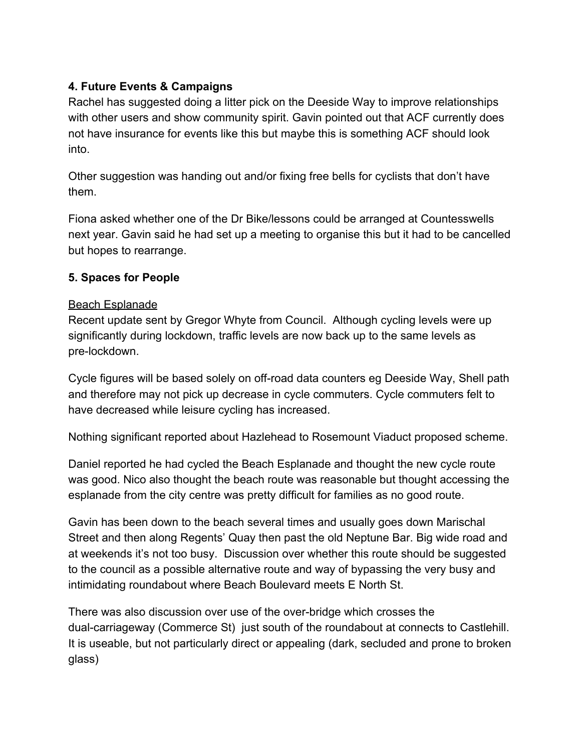**4. Future Events & Campaigns**

Rachel has suggested doing a litter pick on the Deeside Way to improve relationships with other users and show community spirit. Gavin pointed out that ACF currently does not have insurance for events like this but maybe this is something ACF should look into.

Other suggestion was handing out and/or fixing free bells for cyclists that don't have them.

Fiona asked whether one of the Dr Bike/lessons could be arranged at Countesswells next year. Gavin said he had set up a meeting to organise this but it had to be cancelled but hopes to rearrange.

**5. Spaces for People**

<u>Beach Esplanade</u>

Recent update sent by Gregor Whyte from Council. Although cycling levels were up significantly during lockdown, traffic levels are now back up to the same levels as pre-lockdown.

Cycle figures will be based solely on off-road data counters eg Deeside Way, Shell path and therefore may not pick up decrease in cycle commuters. Cycle commuters felt to have decreased while leisure cycling has increased.

Nothing significant reported about Hazlehead to Rosemount Viaduct proposed scheme.

Daniel reported he had cycled the Beach Esplanade and thought the new cycle route was good. Nico also thought the beach route was reasonable but thought accessing the esplanade from the city centre was pretty difficult for families as no good route.

Gavin has been down to the beach several times and usually goes down Marischal Street and then along Regents' Quay then past the old Neptune Bar. Big wide road and at weekends it's not too busy. Discussion over whether this route should be suggested to the council as a possible alternative route and way of bypassing the very busy and intimidating roundabout where Beach Boulevard meets E North St.

There was also discussion over use of the over-bridge which crosses the dual-carriageway (Commerce St) just south of the roundabout at connects to Castlehill. It is useable, but not particularly direct or appealing (dark, secluded and prone to broken glass)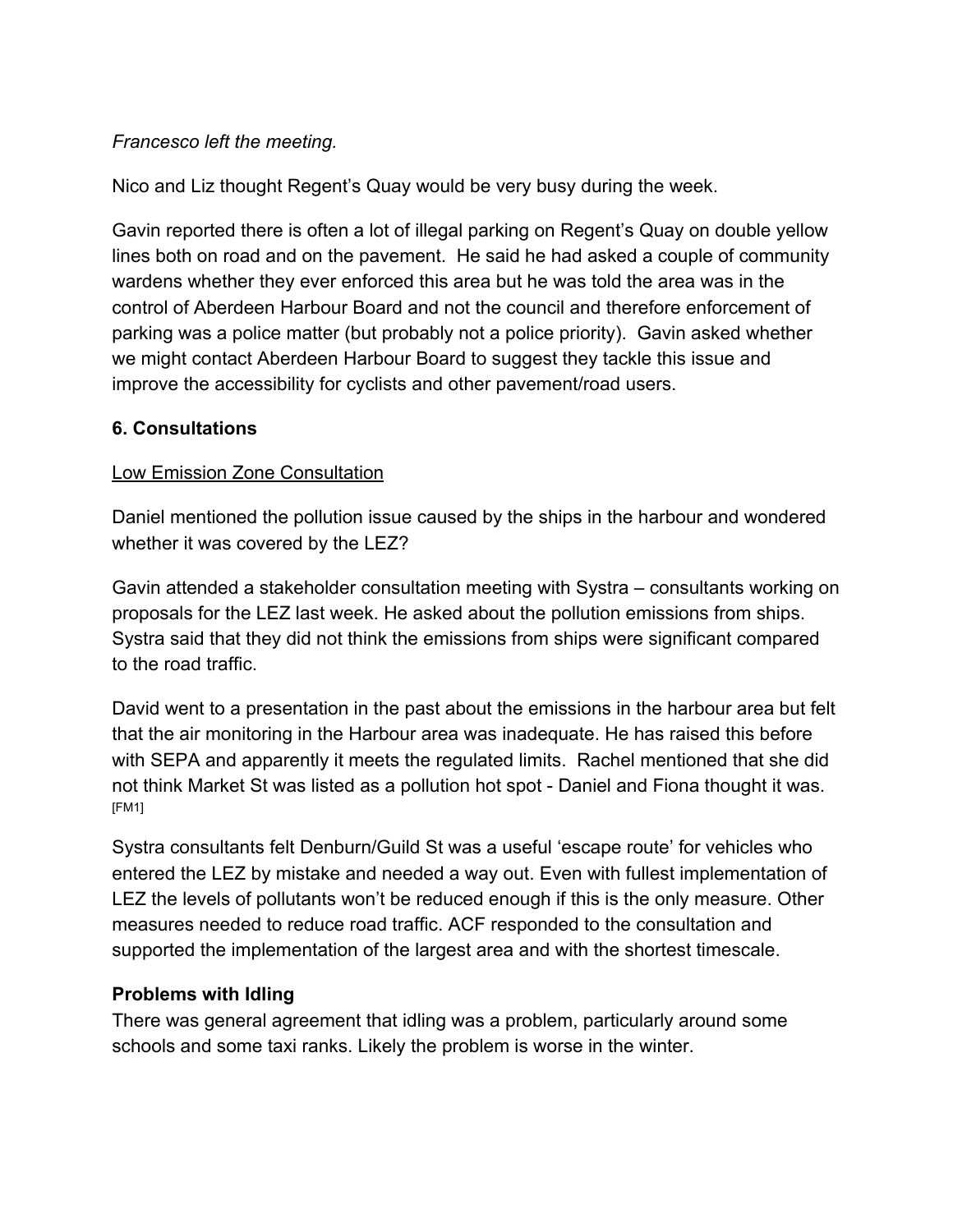*Francesco left the meeting.*

Nico and Liz thought Regent's Quay would be very busy during the week.

Gavin reported there is often a lot of illegal parking on Regent's Quay on double yellow lines both on road and on the pavement. He said he had asked a couple of community wardens whether they ever enforced this area but he was told the area was in the control of Aberdeen Harbour Board and not the council and therefore enforcement of parking was a police matter (but probably not a police priority). Gavin asked whether we might contact Aberdeen Harbour Board to suggest they tackle this issue and improve the accessibility for cyclists and other pavement/road users.

**6. Consultations**

Low Emission Zone Consultation

Daniel mentioned the pollution issue caused by the ships in the harbour and wondered whether it was covered by the LEZ?

Gavin attended a stakeholder consultation meeting with Systra – consultants working on proposals for the LEZ last week. He asked about the pollution emissions from ships. Systra said that they did not think the emissions from ships were significant compared to the road traffic.

David went to a presentation in the past about the emissions in the harbour area but felt that the air monitoring in the Harbour area was inadequate. He has raised this before with SEPA and apparently it meets the regulated limits. Rachel mentioned that she did not think Market St was listed as a pollution hot spot - Daniel and Fiona thought it was. [FM1]

Systra consultants felt Denburn/Guild St was a useful 'escape route' for vehicles who entered the LEZ by mistake and needed a way out. Even with fullest implementation of LEZ the levels of pollutants won't be reduced enough if this is the only measure. Other measures needed to reduce road traffic. ACF responded to the consultation and supported the implementation of the largest area and with the shortest timescale.

**Problems with Idling**

There was general agreement that idling was a problem, particularly around some schools and some taxi ranks. Likely the problem is worse in the winter.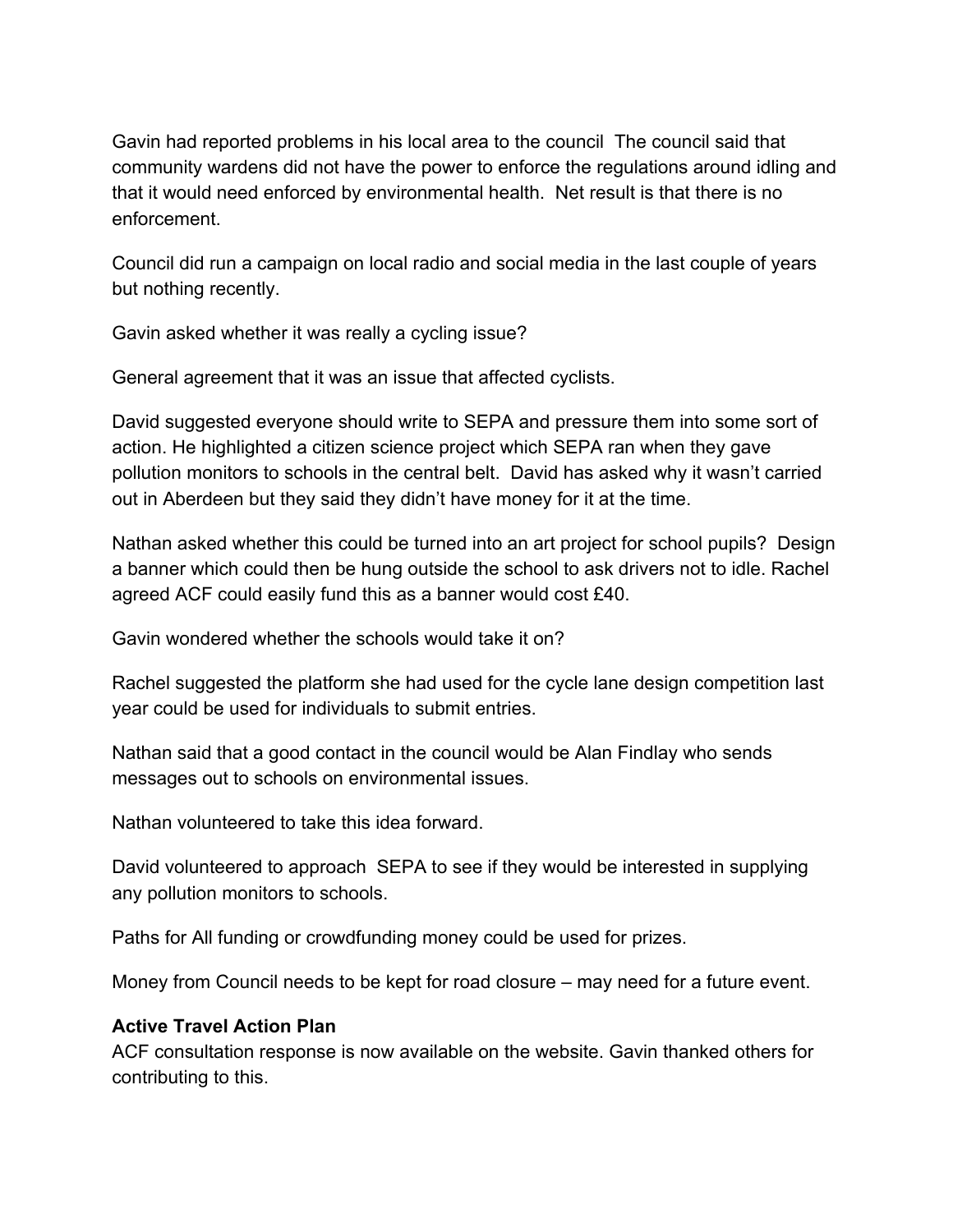Gavin had reported problems in his local area to the council  The council said that community wardens did not have the power to enforce the regulations around idling and that it would need enforced by environmental health.  Net result is that there is no enforcement.

Council did run a campaign on local radio and social media in the last couple of years but nothing recently.

Gavin asked whether it was really a cycling issue?

General agreement that it was an issue that affected cyclists.

David suggested everyone should write to SEPA and pressure them into some sort of action. He highlighted a citizen science project which SEPA ran when they gave pollution monitors to schools in the central belt.  David has asked why it wasn't carried out in Aberdeen but they said they didn't have money for it at the time.

Nathan asked whether this could be turned into an art project for school pupils?  Design a banner which could then be hung outside the school to ask drivers not to idle. Rachel agreed ACF could easily fund this as a banner would cost £40.

Gavin wondered whether the schools would take it on?

Rachel suggested the platform she had used for the cycle lane design competition last year could be used for individuals to submit entries.

Nathan said that a good contact in the council would be Alan Findlay who sends messages out to schools on environmental issues.

Nathan volunteered to take this idea forward.

David volunteered to approach  SEPA to see if they would be interested in supplying any pollution monitors to schools.

Paths for All funding or crowdfunding money could be used for prizes.

Money from Council needs to be kept for road closure – may need for a future event.

**Active Travel Action Plan**

ACF consultation response is now available on the website. Gavin thanked others for contributing to this.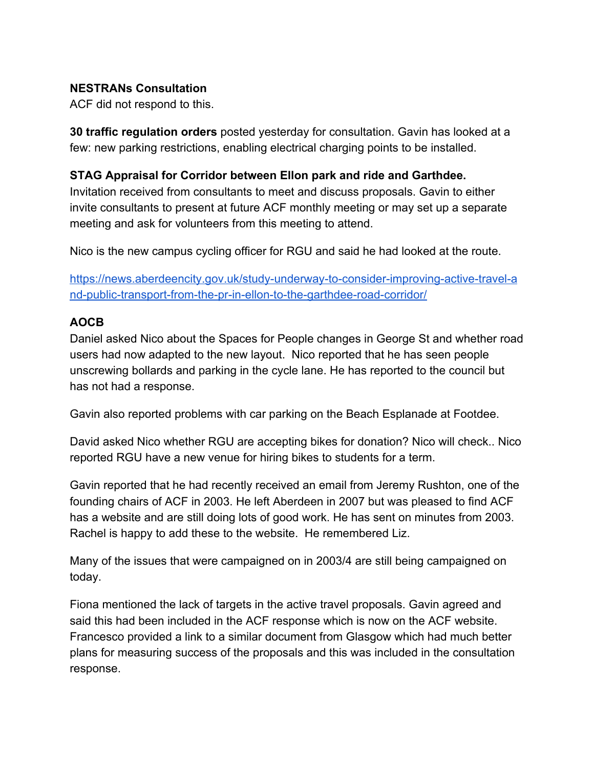**NESTRANs Consultation**
ACF did not respond to this.

**30 traffic regulation orders** posted yesterday for consultation. Gavin has looked at a few: new parking restrictions, enabling electrical charging points to be installed.

**STAG Appraisal for Corridor between Ellon park and ride and Garthdee.**
Invitation received from consultants to meet and discuss proposals. Gavin to either invite consultants to present at future ACF monthly meeting or may set up a separate meeting and ask for volunteers from this meeting to attend.

Nico is the new campus cycling officer for RGU and said he had looked at the route.

[https://news.aberdeencity.gov.uk/study-underway-to-consider-improving-active-travel-and-public-transport-from-the-pr-in-ellon-to-the-garthdee-road-corridor/](https://news.aberdeencity.gov.uk/study-underway-to-consider-improving-active-travel-and-public-transport-from-the-pr-in-ellon-to-the-garthdee-road-corridor/)

**AOCB**
Daniel asked Nico about the Spaces for People changes in George St and whether road users had now adapted to the new layout. Nico reported that he has seen people unscrewing bollards and parking in the cycle lane. He has reported to the council but has not had a response.

Gavin also reported problems with car parking on the Beach Esplanade at Footdee.

David asked Nico whether RGU are accepting bikes for donation? Nico will check.. Nico reported RGU have a new venue for hiring bikes to students for a term.

Gavin reported that he had recently received an email from Jeremy Rushton, one of the founding chairs of ACF in 2003. He left Aberdeen in 2007 but was pleased to find ACF has a website and are still doing lots of good work. He has sent on minutes from 2003. Rachel is happy to add these to the website. He remembered Liz.

Many of the issues that were campaigned on in 2003/4 are still being campaigned on today.

Fiona mentioned the lack of targets in the active travel proposals. Gavin agreed and said this had been included in the ACF response which is now on the ACF website. Francesco provided a link to a similar document from Glasgow which had much better plans for measuring success of the proposals and this was included in the consultation response.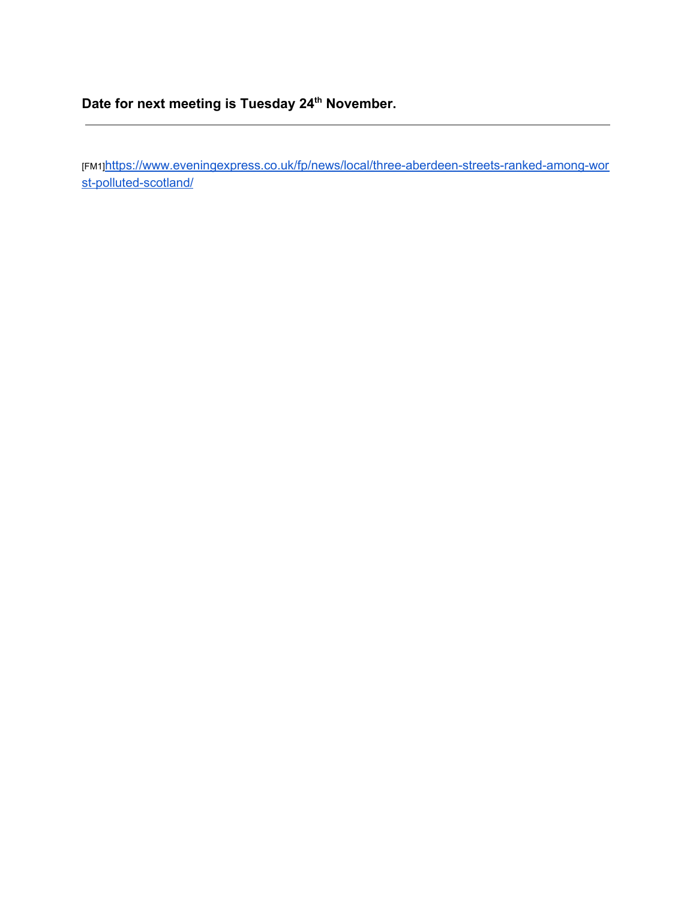**Date for next meeting is Tuesday 24th November.**

---

[FM1]https://www.eveningexpress.co.uk/fp/news/local/three-aberdeen-streets-ranked-among-worst-polluted-scotland/